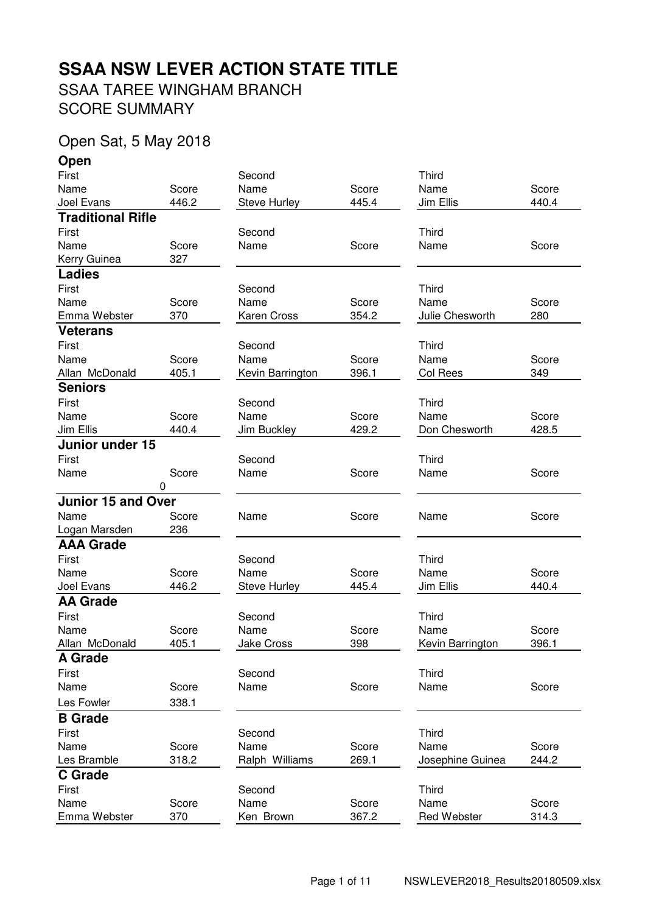# SSAA NSW LEVER ACTION STATE TITLE

## SSAA TAREE WINGHAM BRANCH

## SCORE SUMMARY

## Open Sat, 5 May 2018

### Open

| First | | Second | | Third | |
|---|---|---|---|---|---|
| Name | Score | Name | Score | Name | Score |
| Joel Evans | 446.2 | Steve Hurley | 445.4 | Jim Ellis | 440.4 |

### Traditional Rifle

| First | | Second | | Third | |
|---|---|---|---|---|---|
| Name | Score | Name | Score | Name | Score |
| Kerry Guinea | 327 | | | | |

### Ladies

| First | | Second | | Third | |
|---|---|---|---|---|---|
| Name | Score | Name | Score | Name | Score |
| Emma Webster | 370 | Karen Cross | 354.2 | Julie Chesworth | 280 |

### Veterans

| First | | Second | | Third | |
|---|---|---|---|---|---|
| Name | Score | Name | Score | Name | Score |
| Allan McDonald | 405.1 | Kevin Barrington | 396.1 | Col Rees | 349 |

### Seniors

| First | | Second | | Third | |
|---|---|---|---|---|---|
| Name | Score | Name | Score | Name | Score |
| Jim Ellis | 440.4 | Jim Buckley | 429.2 | Don Chesworth | 428.5 |

### Junior under 15

| First | | Second | | Third | |
|---|---|---|---|---|---|
| Name | Score | Name | Score | Name | Score |
| | 0 | | | | |

### Junior 15 and Over

| Name | Score | Name | Score | Name | Score |
|---|---|---|---|---|---|
| Logan Marsden | 236 | | | | |

### AAA Grade

| First | | Second | | Third | |
|---|---|---|---|---|---|
| Name | Score | Name | Score | Name | Score |
| Joel Evans | 446.2 | Steve Hurley | 445.4 | Jim Ellis | 440.4 |

### AA Grade

| First | | Second | | Third | |
|---|---|---|---|---|---|
| Name | Score | Name | Score | Name | Score |
| Allan McDonald | 405.1 | Jake Cross | 398 | Kevin Barrington | 396.1 |

### A Grade

| First | | Second | | Third | |
|---|---|---|---|---|---|
| Name | Score | Name | Score | Name | Score |
| Les Fowler | 338.1 | | | | |

### B Grade

| First | | Second | | Third | |
|---|---|---|---|---|---|
| Name | Score | Name | Score | Name | Score |
| Les Bramble | 318.2 | Ralph Williams | 269.1 | Josephine Guinea | 244.2 |

### C Grade

| First | | Second | | Third | |
|---|---|---|---|---|---|
| Name | Score | Name | Score | Name | Score |
| Emma Webster | 370 | Ken Brown | 367.2 | Red Webster | 314.3 |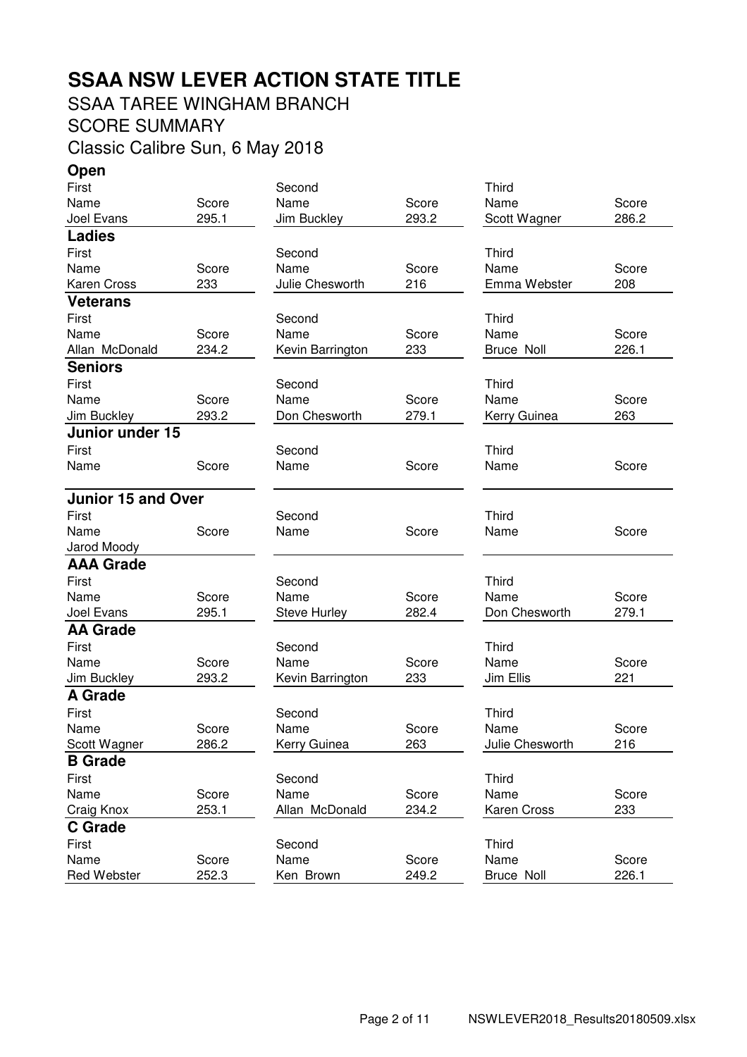# SSAA NSW LEVER ACTION STATE TITLE

SSAA TAREE WINGHAM BRANCH

SCORE SUMMARY

Classic Calibre Sun, 6 May 2018

## Open

| First | | Second | | Third | |
|---|---|---|---|---|---|
| Name | Score | Name | Score | Name | Score |
| Joel Evans | 295.1 | Jim Buckley | 293.2 | Scott Wagner | 286.2 |

## Ladies

| First | | Second | | Third | |
|---|---|---|---|---|---|
| Name | Score | Name | Score | Name | Score |
| Karen Cross | 233 | Julie Chesworth | 216 | Emma Webster | 208 |

## Veterans

| First | | Second | | Third | |
|---|---|---|---|---|---|
| Name | Score | Name | Score | Name | Score |
| Allan McDonald | 234.2 | Kevin Barrington | 233 | Bruce Noll | 226.1 |

## Seniors

| First | | Second | | Third | |
|---|---|---|---|---|---|
| Name | Score | Name | Score | Name | Score |
| Jim Buckley | 293.2 | Don Chesworth | 279.1 | Kerry Guinea | 263 |

## Junior under 15

| First | | Second | | Third | |
|---|---|---|---|---|---|
| Name | Score | Name | Score | Name | Score |

## Junior 15 and Over

| First | | Second | | Third | |
|---|---|---|---|---|---|
| Name | Score | Name | Score | Name | Score |
| Jarod Moody | | | | | |

## AAA Grade

| First | | Second | | Third | |
|---|---|---|---|---|---|
| Name | Score | Name | Score | Name | Score |
| Joel Evans | 295.1 | Steve Hurley | 282.4 | Don Chesworth | 279.1 |

## AA Grade

| First | | Second | | Third | |
|---|---|---|---|---|---|
| Name | Score | Name | Score | Name | Score |
| Jim Buckley | 293.2 | Kevin Barrington | 233 | Jim Ellis | 221 |

## A Grade

| First | | Second | | Third | |
|---|---|---|---|---|---|
| Name | Score | Name | Score | Name | Score |
| Scott Wagner | 286.2 | Kerry Guinea | 263 | Julie Chesworth | 216 |

## B Grade

| First | | Second | | Third | |
|---|---|---|---|---|---|
| Name | Score | Name | Score | Name | Score |
| Craig Knox | 253.1 | Allan McDonald | 234.2 | Karen Cross | 233 |

## C Grade

| First | | Second | | Third | |
|---|---|---|---|---|---|
| Name | Score | Name | Score | Name | Score |
| Red Webster | 252.3 | Ken Brown | 249.2 | Bruce Noll | 226.1 |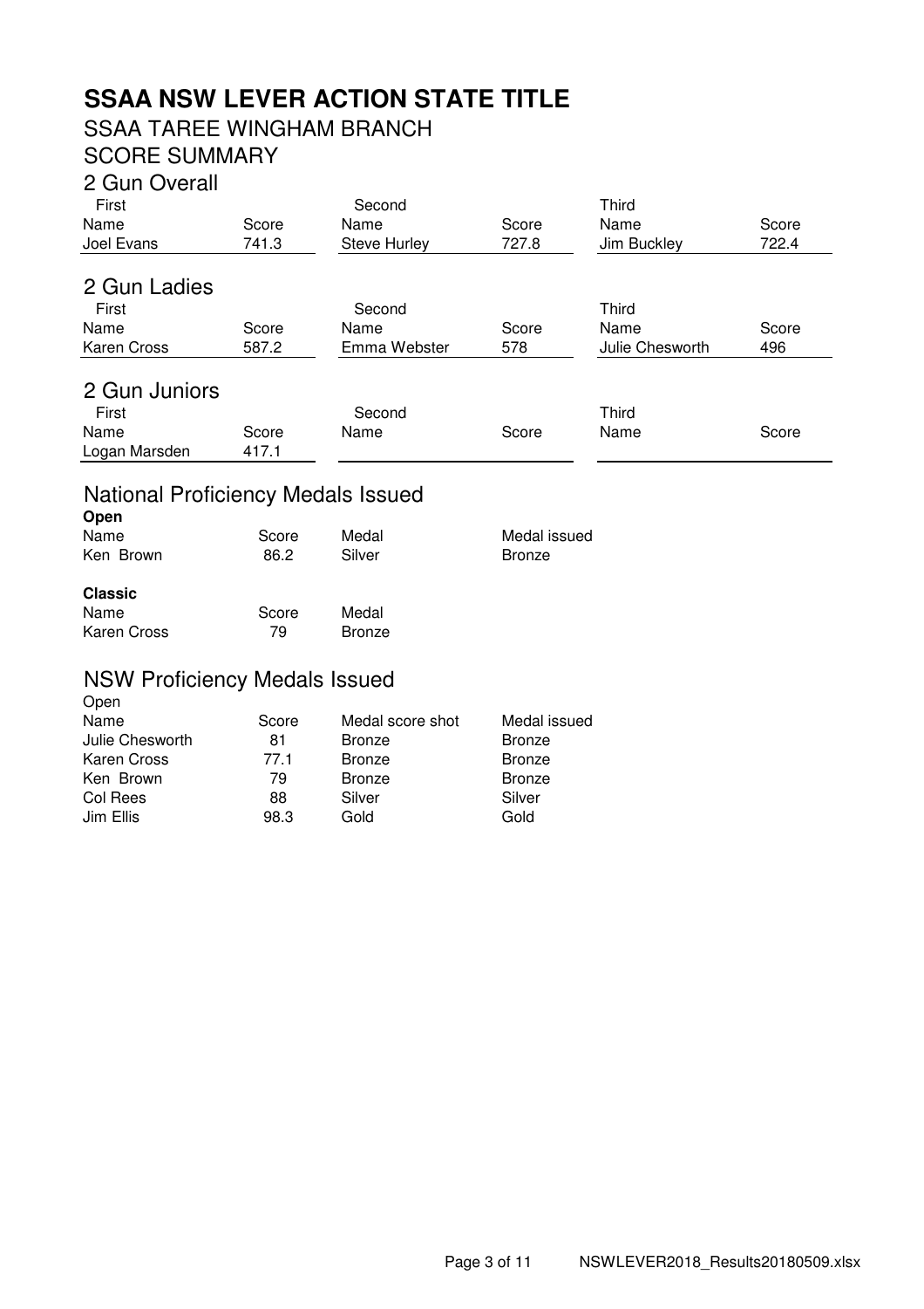# SSAA NSW LEVER ACTION STATE TITLE

## SSAA TAREE WINGHAM BRANCH

## SCORE SUMMARY

### 2 Gun Overall

| First | | Second | | Third | |
|---|---|---|---|---|---|
| Name | Score | Name | Score | Name | Score |
| Joel Evans | 741.3 | Steve Hurley | 727.8 | Jim Buckley | 722.4 |

### 2 Gun Ladies

| First | | Second | | Third | |
|---|---|---|---|---|---|
| Name | Score | Name | Score | Name | Score |
| Karen Cross | 587.2 | Emma Webster | 578 | Julie Chesworth | 496 |

### 2 Gun Juniors

| First | | Second | | Third | |
|---|---|---|---|---|---|
| Name | Score | Name | Score | Name | Score |
| Logan Marsden | 417.1 | | | | |

### National Proficiency Medals Issued

**Open**

| Name | Score | Medal | Medal issued |
|---|---|---|---|
| Ken Brown | 86.2 | Silver | Bronze |

**Classic**

| Name | Score | Medal |
|---|---|---|
| Karen Cross | 79 | Bronze |

### NSW Proficiency Medals Issued

Open

| Name | Score | Medal score shot | Medal issued |
|---|---|---|---|
| Julie Chesworth | 81 | Bronze | Bronze |
| Karen Cross | 77.1 | Bronze | Bronze |
| Ken Brown | 79 | Bronze | Bronze |
| Col Rees | 88 | Silver | Silver |
| Jim Ellis | 98.3 | Gold | Gold |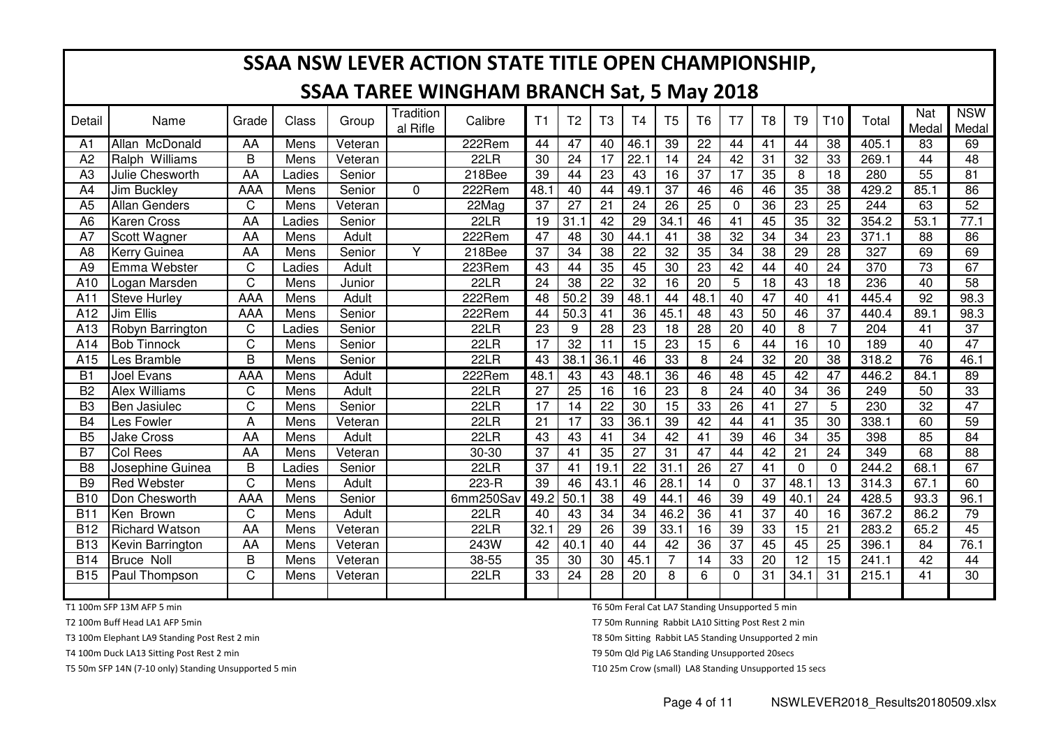# SSAA NSW LEVER ACTION STATE TITLE OPEN CHAMPIONSHIP,

## SSAA TAREE WINGHAM BRANCH Sat, 5 May 2018

| Detail | Name | Grade | Class | Group | Traditional Rifle | Calibre | T1 | T2 | T3 | T4 | T5 | T6 | T7 | T8 | T9 | T10 | Total | Nat Medal | NSW Medal |
|---|---|---|---|---|---|---|---|---|---|---|---|---|---|---|---|---|---|---|---|
| A1 | Allan McDonald | AA | Mens | Veteran | | 222Rem | 44 | 47 | 40 | 46.1 | 39 | 22 | 44 | 41 | 44 | 38 | 405.1 | 83 | 69 |
| A2 | Ralph Williams | B | Mens | Veteran | | 22LR | 30 | 24 | 17 | 22.1 | 14 | 24 | 42 | 31 | 32 | 33 | 269.1 | 44 | 48 |
| A3 | Julie Chesworth | AA | Ladies | Senior | | 218Bee | 39 | 44 | 23 | 43 | 16 | 37 | 17 | 35 | 8 | 18 | 280 | 55 | 81 |
| A4 | Jim Buckley | AAA | Mens | Senior | 0 | 222Rem | 48.1 | 40 | 44 | 49.1 | 37 | 46 | 46 | 46 | 35 | 38 | 429.2 | 85.1 | 86 |
| A5 | Allan Genders | C | Mens | Veteran | | 22Mag | 37 | 27 | 21 | 24 | 26 | 25 | 0 | 36 | 23 | 25 | 244 | 63 | 52 |
| A6 | Karen Cross | AA | Ladies | Senior | | 22LR | 19 | 31.1 | 42 | 29 | 34.1 | 46 | 41 | 45 | 35 | 32 | 354.2 | 53.1 | 77.1 |
| A7 | Scott Wagner | AA | Mens | Adult | | 222Rem | 47 | 48 | 30 | 44.1 | 41 | 38 | 32 | 34 | 34 | 23 | 371.1 | 88 | 86 |
| A8 | Kerry Guinea | AA | Mens | Senior | Y | 218Bee | 37 | 34 | 38 | 22 | 32 | 35 | 34 | 38 | 29 | 28 | 327 | 69 | 69 |
| A9 | Emma Webster | C | Ladies | Adult | | 223Rem | 43 | 44 | 35 | 45 | 30 | 23 | 42 | 44 | 40 | 24 | 370 | 73 | 67 |
| A10 | Logan Marsden | C | Mens | Junior | | 22LR | 24 | 38 | 22 | 32 | 16 | 20 | 5 | 18 | 43 | 18 | 236 | 40 | 58 |
| A11 | Steve Hurley | AAA | Mens | Adult | | 222Rem | 48 | 50.2 | 39 | 48.1 | 44 | 48.1 | 40 | 47 | 40 | 41 | 445.4 | 92 | 98.3 |
| A12 | Jim Ellis | AAA | Mens | Senior | | 222Rem | 44 | 50.3 | 41 | 36 | 45.1 | 48 | 43 | 50 | 46 | 37 | 440.4 | 89.1 | 98.3 |
| A13 | Robyn Barrington | C | Ladies | Senior | | 22LR | 23 | 9 | 28 | 23 | 18 | 28 | 20 | 40 | 8 | 7 | 204 | 41 | 37 |
| A14 | Bob Tinnock | C | Mens | Senior | | 22LR | 17 | 32 | 11 | 15 | 23 | 15 | 6 | 44 | 16 | 10 | 189 | 40 | 47 |
| A15 | Les Bramble | B | Mens | Senior | | 22LR | 43 | 38.1 | 36.1 | 46 | 33 | 8 | 24 | 32 | 20 | 38 | 318.2 | 76 | 46.1 |
| B1 | Joel Evans | AAA | Mens | Adult | | 222Rem | 48.1 | 43 | 43 | 48.1 | 36 | 46 | 48 | 45 | 42 | 47 | 446.2 | 84.1 | 89 |
| B2 | Alex Williams | C | Mens | Adult | | 22LR | 27 | 25 | 16 | 16 | 23 | 8 | 24 | 40 | 34 | 36 | 249 | 50 | 33 |
| B3 | Ben Jasiulec | C | Mens | Senior | | 22LR | 17 | 14 | 22 | 30 | 15 | 33 | 26 | 41 | 27 | 5 | 230 | 32 | 47 |
| B4 | Les Fowler | A | Mens | Veteran | | 22LR | 21 | 17 | 33 | 36.1 | 39 | 42 | 44 | 41 | 35 | 30 | 338.1 | 60 | 59 |
| B5 | Jake Cross | AA | Mens | Adult | | 22LR | 43 | 43 | 41 | 34 | 42 | 41 | 39 | 46 | 34 | 35 | 398 | 85 | 84 |
| B7 | Col Rees | AA | Mens | Veteran | | 30-30 | 37 | 41 | 35 | 27 | 31 | 47 | 44 | 42 | 21 | 24 | 349 | 68 | 88 |
| B8 | Josephine Guinea | B | Ladies | Senior | | 22LR | 37 | 41 | 19.1 | 22 | 31.1 | 26 | 27 | 41 | 0 | 0 | 244.2 | 68.1 | 67 |
| B9 | Red Webster | C | Mens | Adult | | 223-R | 39 | 46 | 43.1 | 46 | 28.1 | 14 | 0 | 37 | 48.1 | 13 | 314.3 | 67.1 | 60 |
| B10 | Don Chesworth | AAA | Mens | Senior | | 6mm250Sav | 49.2 | 50.1 | 38 | 49 | 44.1 | 46 | 39 | 49 | 40.1 | 24 | 428.5 | 93.3 | 96.1 |
| B11 | Ken Brown | C | Mens | Adult | | 22LR | 40 | 43 | 34 | 34 | 46.2 | 36 | 41 | 37 | 40 | 16 | 367.2 | 86.2 | 79 |
| B12 | Richard Watson | AA | Mens | Veteran | | 22LR | 32.1 | 29 | 26 | 39 | 33.1 | 16 | 39 | 33 | 15 | 21 | 283.2 | 65.2 | 45 |
| B13 | Kevin Barrington | AA | Mens | Veteran | | 243W | 42 | 40.1 | 40 | 44 | 42 | 36 | 37 | 45 | 45 | 25 | 396.1 | 84 | 76.1 |
| B14 | Bruce Noll | B | Mens | Veteran | | 38-55 | 35 | 30 | 30 | 45.1 | 7 | 14 | 33 | 20 | 12 | 15 | 241.1 | 42 | 44 |
| B15 | Paul Thompson | C | Mens | Veteran | | 22LR | 33 | 24 | 28 | 20 | 8 | 6 | 0 | 31 | 34.1 | 31 | 215.1 | 41 | 30 |

T1 100m SFP 13M AFP 5 min

T2 100m Buff Head LA1 AFP 5min

T3 100m Elephant LA9 Standing Post Rest 2 min

T4 100m Duck LA13 Sitting Post Rest 2 min

T5 50m SFP 14N (7-10 only) Standing Unsupported 5 min

T6 50m Feral Cat LA7 Standing Unsupported 5 min

T7 50m Running Rabbit LA10 Sitting Post Rest 2 min

T8 50m Sitting Rabbit LA5 Standing Unsupported 2 min

T9 50m Qld Pig LA6 Standing Unsupported 20secs

T10 25m Crow (small) LA8 Standing Unsupported 15 secs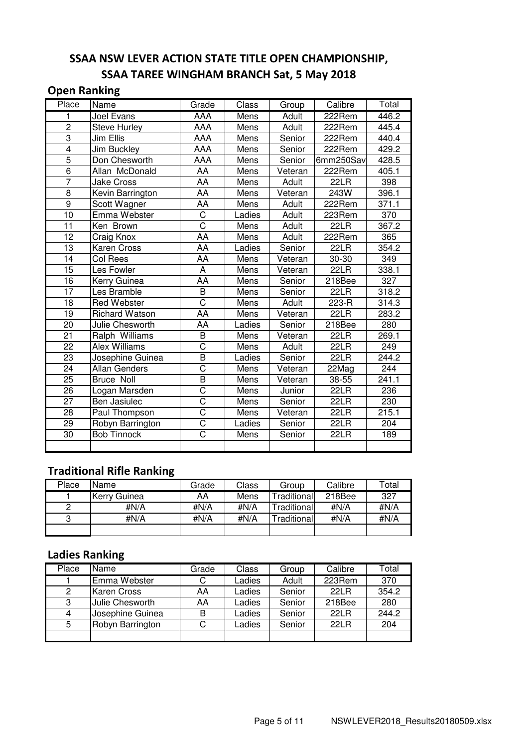# SSAA NSW LEVER ACTION STATE TITLE OPEN CHAMPIONSHIP, SSAA TAREE WINGHAM BRANCH Sat, 5 May 2018

## Open Ranking

| Place | Name | Grade | Class | Group | Calibre | Total |
|---|---|---|---|---|---|---|
| 1 | Joel Evans | AAA | Mens | Adult | 222Rem | 446.2 |
| 2 | Steve Hurley | AAA | Mens | Adult | 222Rem | 445.4 |
| 3 | Jim Ellis | AAA | Mens | Senior | 222Rem | 440.4 |
| 4 | Jim Buckley | AAA | Mens | Senior | 222Rem | 429.2 |
| 5 | Don Chesworth | AAA | Mens | Senior | 6mm250Sav | 428.5 |
| 6 | Allan McDonald | AA | Mens | Veteran | 222Rem | 405.1 |
| 7 | Jake Cross | AA | Mens | Adult | 22LR | 398 |
| 8 | Kevin Barrington | AA | Mens | Veteran | 243W | 396.1 |
| 9 | Scott Wagner | AA | Mens | Adult | 222Rem | 371.1 |
| 10 | Emma Webster | C | Ladies | Adult | 223Rem | 370 |
| 11 | Ken Brown | C | Mens | Adult | 22LR | 367.2 |
| 12 | Craig Knox | AA | Mens | Adult | 222Rem | 365 |
| 13 | Karen Cross | AA | Ladies | Senior | 22LR | 354.2 |
| 14 | Col Rees | AA | Mens | Veteran | 30-30 | 349 |
| 15 | Les Fowler | A | Mens | Veteran | 22LR | 338.1 |
| 16 | Kerry Guinea | AA | Mens | Senior | 218Bee | 327 |
| 17 | Les Bramble | B | Mens | Senior | 22LR | 318.2 |
| 18 | Red Webster | C | Mens | Adult | 223-R | 314.3 |
| 19 | Richard Watson | AA | Mens | Veteran | 22LR | 283.2 |
| 20 | Julie Chesworth | AA | Ladies | Senior | 218Bee | 280 |
| 21 | Ralph Williams | B | Mens | Veteran | 22LR | 269.1 |
| 22 | Alex Williams | C | Mens | Adult | 22LR | 249 |
| 23 | Josephine Guinea | B | Ladies | Senior | 22LR | 244.2 |
| 24 | Allan Genders | C | Mens | Veteran | 22Mag | 244 |
| 25 | Bruce Noll | B | Mens | Veteran | 38-55 | 241.1 |
| 26 | Logan Marsden | C | Mens | Junior | 22LR | 236 |
| 27 | Ben Jasiulec | C | Mens | Senior | 22LR | 230 |
| 28 | Paul Thompson | C | Mens | Veteran | 22LR | 215.1 |
| 29 | Robyn Barrington | C | Ladies | Senior | 22LR | 204 |
| 30 | Bob Tinnock | C | Mens | Senior | 22LR | 189 |
| | | | | | | |

## Traditional Rifle Ranking

| Place | Name | Grade | Class | Group | Calibre | Total |
|---|---|---|---|---|---|---|
| 1 | Kerry Guinea | AA | Mens | Traditional | 218Bee | 327 |
| 2 | #N/A | #N/A | #N/A | Traditional | #N/A | #N/A |
| 3 | #N/A | #N/A | #N/A | Traditional | #N/A | #N/A |
| | | | | | | |

## Ladies Ranking

| Place | Name | Grade | Class | Group | Calibre | Total |
|---|---|---|---|---|---|---|
| 1 | Emma Webster | C | Ladies | Adult | 223Rem | 370 |
| 2 | Karen Cross | AA | Ladies | Senior | 22LR | 354.2 |
| 3 | Julie Chesworth | AA | Ladies | Senior | 218Bee | 280 |
| 4 | Josephine Guinea | B | Ladies | Senior | 22LR | 244.2 |
| 5 | Robyn Barrington | C | Ladies | Senior | 22LR | 204 |
| | | | | | | |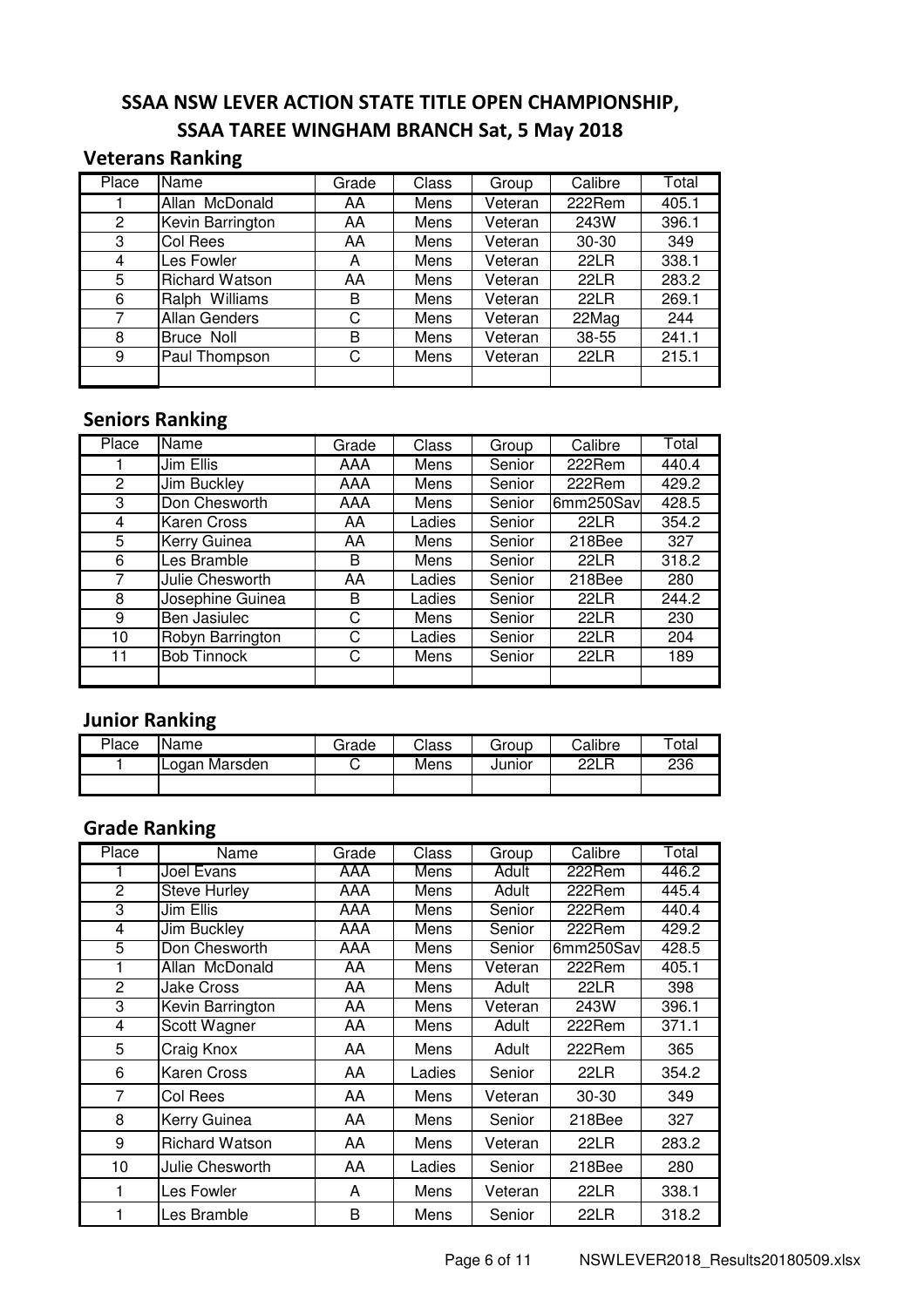# SSAA NSW LEVER ACTION STATE TITLE OPEN CHAMPIONSHIP,
# SSAA TAREE WINGHAM BRANCH Sat, 5 May 2018

## Veterans Ranking

| Place | Name | Grade | Class | Group | Calibre | Total |
|---|---|---|---|---|---|---|
| 1 | Allan McDonald | AA | Mens | Veteran | 222Rem | 405.1 |
| 2 | Kevin Barrington | AA | Mens | Veteran | 243W | 396.1 |
| 3 | Col Rees | AA | Mens | Veteran | 30-30 | 349 |
| 4 | Les Fowler | A | Mens | Veteran | 22LR | 338.1 |
| 5 | Richard Watson | AA | Mens | Veteran | 22LR | 283.2 |
| 6 | Ralph Williams | B | Mens | Veteran | 22LR | 269.1 |
| 7 | Allan Genders | C | Mens | Veteran | 22Mag | 244 |
| 8 | Bruce Noll | B | Mens | Veteran | 38-55 | 241.1 |
| 9 | Paul Thompson | C | Mens | Veteran | 22LR | 215.1 |
| | | | | | | |

## Seniors Ranking

| Place | Name | Grade | Class | Group | Calibre | Total |
|---|---|---|---|---|---|---|
| 1 | Jim Ellis | AAA | Mens | Senior | 222Rem | 440.4 |
| 2 | Jim Buckley | AAA | Mens | Senior | 222Rem | 429.2 |
| 3 | Don Chesworth | AAA | Mens | Senior | 6mm250Sav | 428.5 |
| 4 | Karen Cross | AA | Ladies | Senior | 22LR | 354.2 |
| 5 | Kerry Guinea | AA | Mens | Senior | 218Bee | 327 |
| 6 | Les Bramble | B | Mens | Senior | 22LR | 318.2 |
| 7 | Julie Chesworth | AA | Ladies | Senior | 218Bee | 280 |
| 8 | Josephine Guinea | B | Ladies | Senior | 22LR | 244.2 |
| 9 | Ben Jasiulec | C | Mens | Senior | 22LR | 230 |
| 10 | Robyn Barrington | C | Ladies | Senior | 22LR | 204 |
| 11 | Bob Tinnock | C | Mens | Senior | 22LR | 189 |
| | | | | | | |

## Junior Ranking

| Place | Name | Grade | Class | Group | Calibre | Total |
|---|---|---|---|---|---|---|
| 1 | Logan Marsden | C | Mens | Junior | 22LR | 236 |
| | | | | | | |

## Grade Ranking

| Place | Name | Grade | Class | Group | Calibre | Total |
|---|---|---|---|---|---|---|
| 1 | Joel Evans | AAA | Mens | Adult | 222Rem | 446.2 |
| 2 | Steve Hurley | AAA | Mens | Adult | 222Rem | 445.4 |
| 3 | Jim Ellis | AAA | Mens | Senior | 222Rem | 440.4 |
| 4 | Jim Buckley | AAA | Mens | Senior | 222Rem | 429.2 |
| 5 | Don Chesworth | AAA | Mens | Senior | 6mm250Sav | 428.5 |
| 1 | Allan McDonald | AA | Mens | Veteran | 222Rem | 405.1 |
| 2 | Jake Cross | AA | Mens | Adult | 22LR | 398 |
| 3 | Kevin Barrington | AA | Mens | Veteran | 243W | 396.1 |
| 4 | Scott Wagner | AA | Mens | Adult | 222Rem | 371.1 |
| 5 | Craig Knox | AA | Mens | Adult | 222Rem | 365 |
| 6 | Karen Cross | AA | Ladies | Senior | 22LR | 354.2 |
| 7 | Col Rees | AA | Mens | Veteran | 30-30 | 349 |
| 8 | Kerry Guinea | AA | Mens | Senior | 218Bee | 327 |
| 9 | Richard Watson | AA | Mens | Veteran | 22LR | 283.2 |
| 10 | Julie Chesworth | AA | Ladies | Senior | 218Bee | 280 |
| 1 | Les Fowler | A | Mens | Veteran | 22LR | 338.1 |
| 1 | Les Bramble | B | Mens | Senior | 22LR | 318.2 |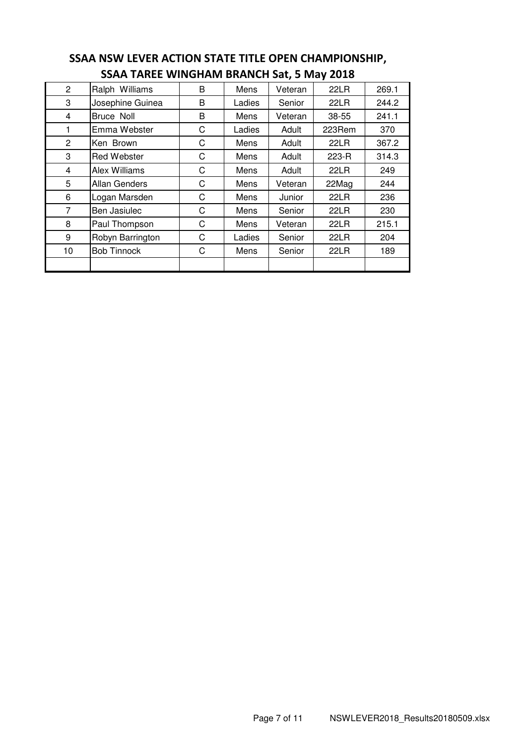## SSAA NSW LEVER ACTION STATE TITLE OPEN CHAMPIONSHIP, SSAA TAREE WINGHAM BRANCH Sat, 5 May 2018

| | | | | | | |
|---|---|---|---|---|---|---|
| 2 | Ralph Williams | B | Mens | Veteran | 22LR | 269.1 |
| 3 | Josephine Guinea | B | Ladies | Senior | 22LR | 244.2 |
| 4 | Bruce Noll | B | Mens | Veteran | 38-55 | 241.1 |
| 1 | Emma Webster | C | Ladies | Adult | 223Rem | 370 |
| 2 | Ken Brown | C | Mens | Adult | 22LR | 367.2 |
| 3 | Red Webster | C | Mens | Adult | 223-R | 314.3 |
| 4 | Alex Williams | C | Mens | Adult | 22LR | 249 |
| 5 | Allan Genders | C | Mens | Veteran | 22Mag | 244 |
| 6 | Logan Marsden | C | Mens | Junior | 22LR | 236 |
| 7 | Ben Jasiulec | C | Mens | Senior | 22LR | 230 |
| 8 | Paul Thompson | C | Mens | Veteran | 22LR | 215.1 |
| 9 | Robyn Barrington | C | Ladies | Senior | 22LR | 204 |
| 10 | Bob Tinnock | C | Mens | Senior | 22LR | 189 |
| | | | | | | |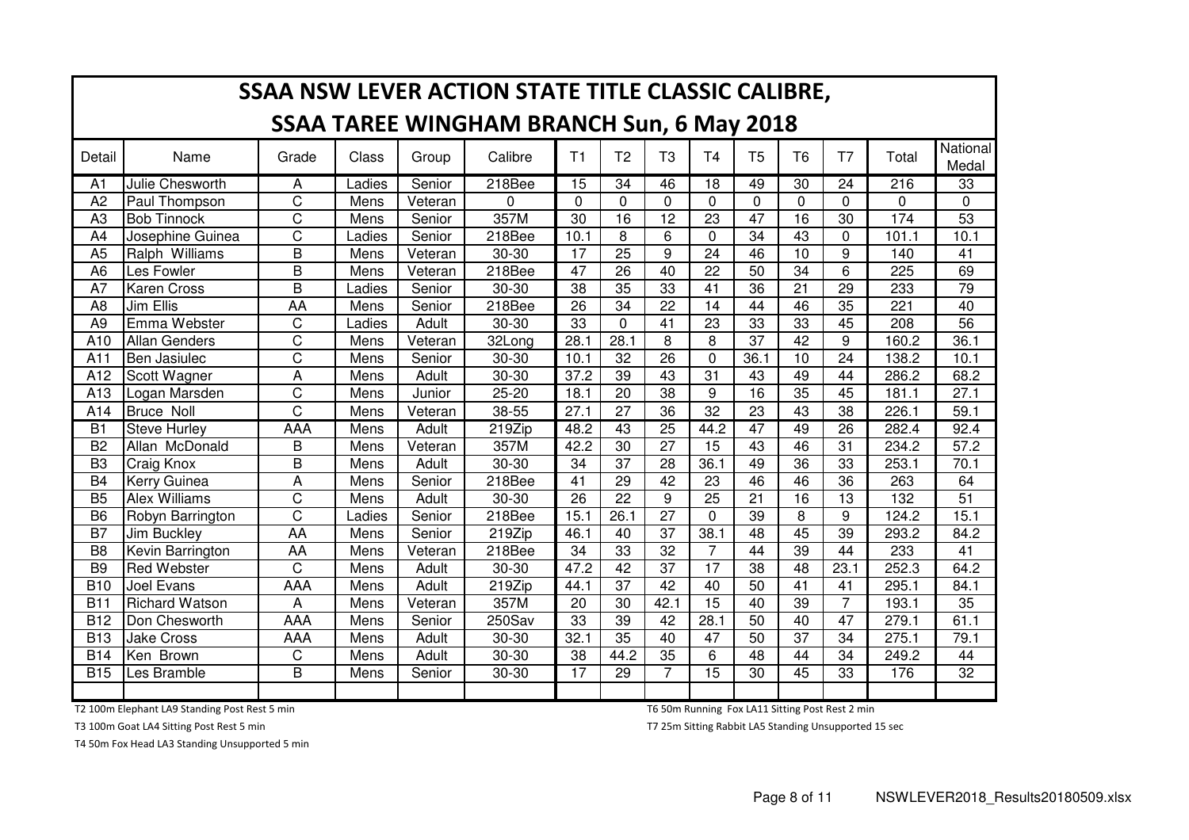# SSAA NSW LEVER ACTION STATE TITLE CLASSIC CALIBRE,

## SSAA TAREE WINGHAM BRANCH Sun, 6 May 2018

| Detail | Name | Grade | Class | Group | Calibre | T1 | T2 | T3 | T4 | T5 | T6 | T7 | Total | National Medal |
|---|---|---|---|---|---|---|---|---|---|---|---|---|---|---|
| A1 | Julie Chesworth | A | Ladies | Senior | 218Bee | 15 | 34 | 46 | 18 | 49 | 30 | 24 | 216 | 33 |
| A2 | Paul Thompson | C | Mens | Veteran | 0 | 0 | 0 | 0 | 0 | 0 | 0 | 0 | 0 | 0 |
| A3 | Bob Tinnock | C | Mens | Senior | 357M | 30 | 16 | 12 | 23 | 47 | 16 | 30 | 174 | 53 |
| A4 | Josephine Guinea | C | Ladies | Senior | 218Bee | 10.1 | 8 | 6 | 0 | 34 | 43 | 0 | 101.1 | 10.1 |
| A5 | Ralph Williams | B | Mens | Veteran | 30-30 | 17 | 25 | 9 | 24 | 46 | 10 | 9 | 140 | 41 |
| A6 | Les Fowler | B | Mens | Veteran | 218Bee | 47 | 26 | 40 | 22 | 50 | 34 | 6 | 225 | 69 |
| A7 | Karen Cross | B | Ladies | Senior | 30-30 | 38 | 35 | 33 | 41 | 36 | 21 | 29 | 233 | 79 |
| A8 | Jim Ellis | AA | Mens | Senior | 218Bee | 26 | 34 | 22 | 14 | 44 | 46 | 35 | 221 | 40 |
| A9 | Emma Webster | C | Ladies | Adult | 30-30 | 33 | 0 | 41 | 23 | 33 | 33 | 45 | 208 | 56 |
| A10 | Allan Genders | C | Mens | Veteran | 32Long | 28.1 | 28.1 | 8 | 8 | 37 | 42 | 9 | 160.2 | 36.1 |
| A11 | Ben Jasiulec | C | Mens | Senior | 30-30 | 10.1 | 32 | 26 | 0 | 36.1 | 10 | 24 | 138.2 | 10.1 |
| A12 | Scott Wagner | A | Mens | Adult | 30-30 | 37.2 | 39 | 43 | 31 | 43 | 49 | 44 | 286.2 | 68.2 |
| A13 | Logan Marsden | C | Mens | Junior | 25-20 | 18.1 | 20 | 38 | 9 | 16 | 35 | 45 | 181.1 | 27.1 |
| A14 | Bruce Noll | C | Mens | Veteran | 38-55 | 27.1 | 27 | 36 | 32 | 23 | 43 | 38 | 226.1 | 59.1 |
| B1 | Steve Hurley | AAA | Mens | Adult | 219Zip | 48.2 | 43 | 25 | 44.2 | 47 | 49 | 26 | 282.4 | 92.4 |
| B2 | Allan McDonald | B | Mens | Veteran | 357M | 42.2 | 30 | 27 | 15 | 43 | 46 | 31 | 234.2 | 57.2 |
| B3 | Craig Knox | B | Mens | Adult | 30-30 | 34 | 37 | 28 | 36.1 | 49 | 36 | 33 | 253.1 | 70.1 |
| B4 | Kerry Guinea | A | Mens | Senior | 218Bee | 41 | 29 | 42 | 23 | 46 | 46 | 36 | 263 | 64 |
| B5 | Alex Williams | C | Mens | Adult | 30-30 | 26 | 22 | 9 | 25 | 21 | 16 | 13 | 132 | 51 |
| B6 | Robyn Barrington | C | Ladies | Senior | 218Bee | 15.1 | 26.1 | 27 | 0 | 39 | 8 | 9 | 124.2 | 15.1 |
| B7 | Jim Buckley | AA | Mens | Senior | 219Zip | 46.1 | 40 | 37 | 38.1 | 48 | 45 | 39 | 293.2 | 84.2 |
| B8 | Kevin Barrington | AA | Mens | Veteran | 218Bee | 34 | 33 | 32 | 7 | 44 | 39 | 44 | 233 | 41 |
| B9 | Red Webster | C | Mens | Adult | 30-30 | 47.2 | 42 | 37 | 17 | 38 | 48 | 23.1 | 252.3 | 64.2 |
| B10 | Joel Evans | AAA | Mens | Adult | 219Zip | 44.1 | 37 | 42 | 40 | 50 | 41 | 41 | 295.1 | 84.1 |
| B11 | Richard Watson | A | Mens | Veteran | 357M | 20 | 30 | 42.1 | 15 | 40 | 39 | 7 | 193.1 | 35 |
| B12 | Don Chesworth | AAA | Mens | Senior | 250Sav | 33 | 39 | 42 | 28.1 | 50 | 40 | 47 | 279.1 | 61.1 |
| B13 | Jake Cross | AAA | Mens | Adult | 30-30 | 32.1 | 35 | 40 | 47 | 50 | 37 | 34 | 275.1 | 79.1 |
| B14 | Ken Brown | C | Mens | Adult | 30-30 | 38 | 44.2 | 35 | 6 | 48 | 44 | 34 | 249.2 | 44 |
| B15 | Les Bramble | B | Mens | Senior | 30-30 | 17 | 29 | 7 | 15 | 30 | 45 | 33 | 176 | 32 |
| | | | | | | | | | | | | | | |

T2 100m Elephant LA9 Standing Post Rest 5 min

T3 100m Goat LA4 Sitting Post Rest 5 min

T4 50m Fox Head LA3 Standing Unsupported 5 min

T6 50m Running Fox LA11 Sitting Post Rest 2 min

T7 25m Sitting Rabbit LA5 Standing Unsupported 15 sec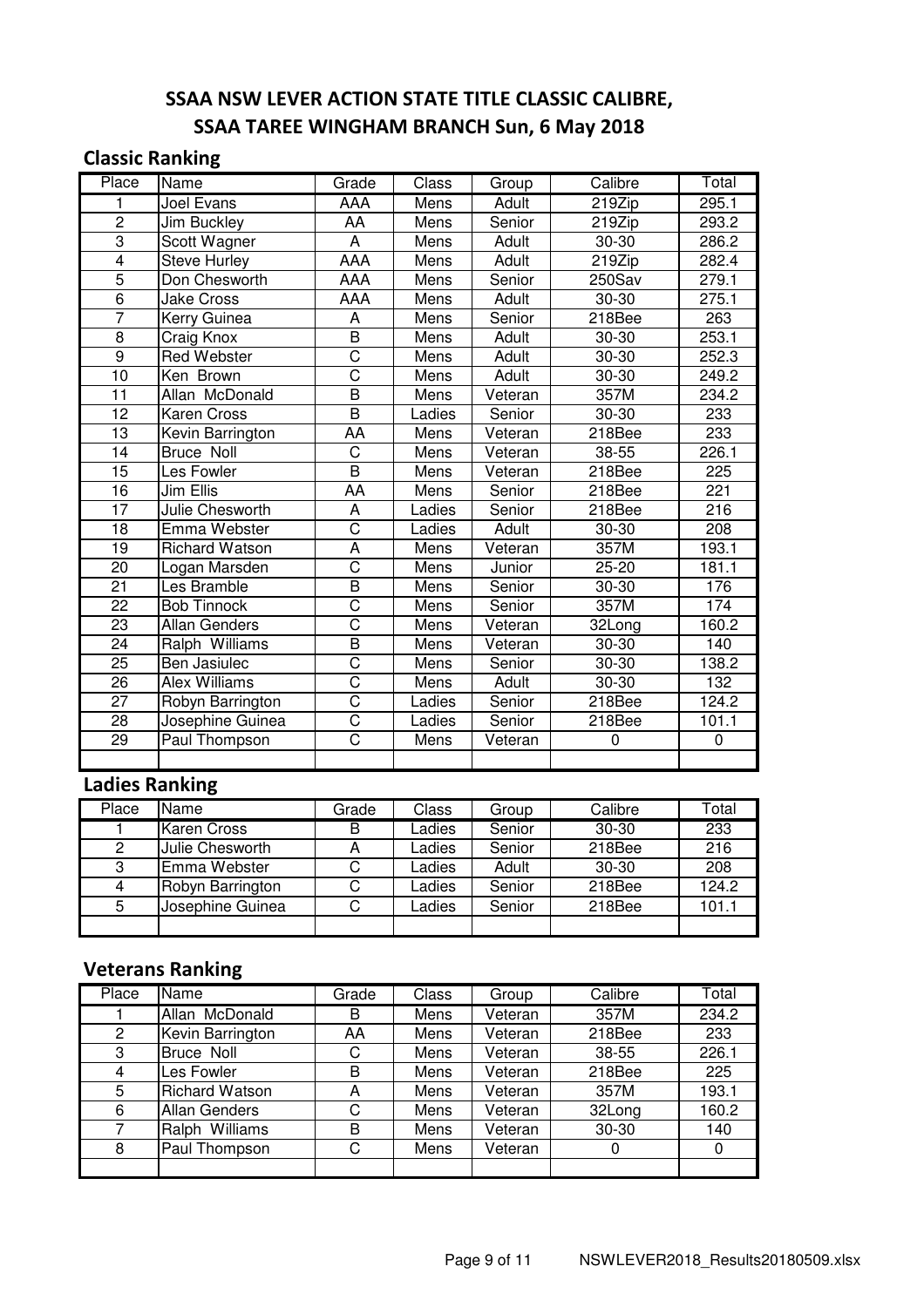# SSAA NSW LEVER ACTION STATE TITLE CLASSIC CALIBRE, SSAA TAREE WINGHAM BRANCH Sun, 6 May 2018

## Classic Ranking

| Place | Name | Grade | Class | Group | Calibre | Total |
|---|---|---|---|---|---|---|
| 1 | Joel Evans | AAA | Mens | Adult | 219Zip | 295.1 |
| 2 | Jim Buckley | AA | Mens | Senior | 219Zip | 293.2 |
| 3 | Scott Wagner | A | Mens | Adult | 30-30 | 286.2 |
| 4 | Steve Hurley | AAA | Mens | Adult | 219Zip | 282.4 |
| 5 | Don Chesworth | AAA | Mens | Senior | 250Sav | 279.1 |
| 6 | Jake Cross | AAA | Mens | Adult | 30-30 | 275.1 |
| 7 | Kerry Guinea | A | Mens | Senior | 218Bee | 263 |
| 8 | Craig Knox | B | Mens | Adult | 30-30 | 253.1 |
| 9 | Red Webster | C | Mens | Adult | 30-30 | 252.3 |
| 10 | Ken Brown | C | Mens | Adult | 30-30 | 249.2 |
| 11 | Allan McDonald | B | Mens | Veteran | 357M | 234.2 |
| 12 | Karen Cross | B | Ladies | Senior | 30-30 | 233 |
| 13 | Kevin Barrington | AA | Mens | Veteran | 218Bee | 233 |
| 14 | Bruce Noll | C | Mens | Veteran | 38-55 | 226.1 |
| 15 | Les Fowler | B | Mens | Veteran | 218Bee | 225 |
| 16 | Jim Ellis | AA | Mens | Senior | 218Bee | 221 |
| 17 | Julie Chesworth | A | Ladies | Senior | 218Bee | 216 |
| 18 | Emma Webster | C | Ladies | Adult | 30-30 | 208 |
| 19 | Richard Watson | A | Mens | Veteran | 357M | 193.1 |
| 20 | Logan Marsden | C | Mens | Junior | 25-20 | 181.1 |
| 21 | Les Bramble | B | Mens | Senior | 30-30 | 176 |
| 22 | Bob Tinnock | C | Mens | Senior | 357M | 174 |
| 23 | Allan Genders | C | Mens | Veteran | 32Long | 160.2 |
| 24 | Ralph Williams | B | Mens | Veteran | 30-30 | 140 |
| 25 | Ben Jasiulec | C | Mens | Senior | 30-30 | 138.2 |
| 26 | Alex Williams | C | Mens | Adult | 30-30 | 132 |
| 27 | Robyn Barrington | C | Ladies | Senior | 218Bee | 124.2 |
| 28 | Josephine Guinea | C | Ladies | Senior | 218Bee | 101.1 |
| 29 | Paul Thompson | C | Mens | Veteran | 0 | 0 |

## Ladies Ranking

| Place | Name | Grade | Class | Group | Calibre | Total |
|---|---|---|---|---|---|---|
| 1 | Karen Cross | B | Ladies | Senior | 30-30 | 233 |
| 2 | Julie Chesworth | A | Ladies | Senior | 218Bee | 216 |
| 3 | Emma Webster | C | Ladies | Adult | 30-30 | 208 |
| 4 | Robyn Barrington | C | Ladies | Senior | 218Bee | 124.2 |
| 5 | Josephine Guinea | C | Ladies | Senior | 218Bee | 101.1 |

## Veterans Ranking

| Place | Name | Grade | Class | Group | Calibre | Total |
|---|---|---|---|---|---|---|
| 1 | Allan McDonald | B | Mens | Veteran | 357M | 234.2 |
| 2 | Kevin Barrington | AA | Mens | Veteran | 218Bee | 233 |
| 3 | Bruce Noll | C | Mens | Veteran | 38-55 | 226.1 |
| 4 | Les Fowler | B | Mens | Veteran | 218Bee | 225 |
| 5 | Richard Watson | A | Mens | Veteran | 357M | 193.1 |
| 6 | Allan Genders | C | Mens | Veteran | 32Long | 160.2 |
| 7 | Ralph Williams | B | Mens | Veteran | 30-30 | 140 |
| 8 | Paul Thompson | C | Mens | Veteran | 0 | 0 |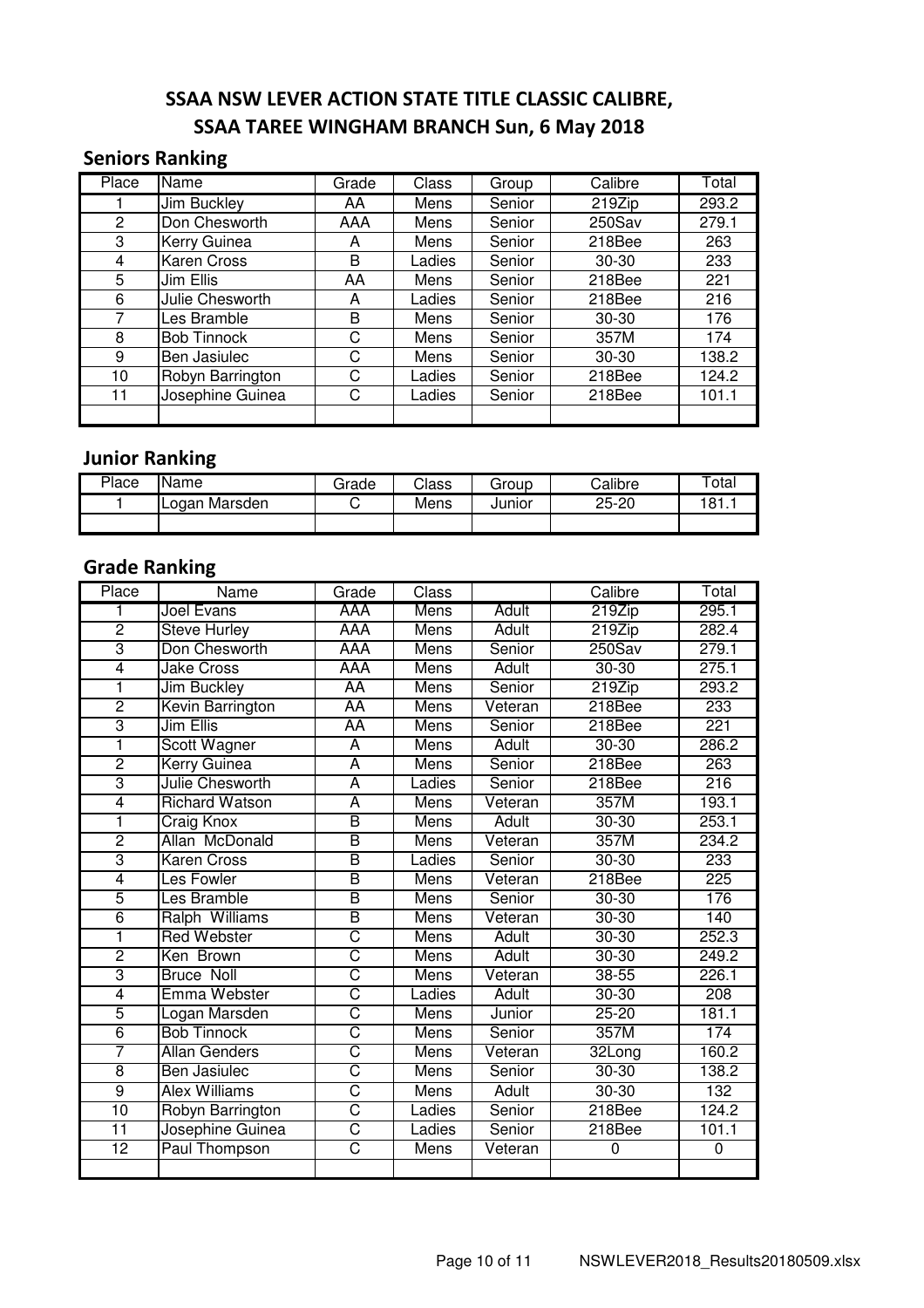## SSAA NSW LEVER ACTION STATE TITLE CLASSIC CALIBRE, SSAA TAREE WINGHAM BRANCH Sun, 6 May 2018

### Seniors Ranking

| Place | Name | Grade | Class | Group | Calibre | Total |
|---|---|---|---|---|---|---|
| 1 | Jim Buckley | AA | Mens | Senior | 219Zip | 293.2 |
| 2 | Don Chesworth | AAA | Mens | Senior | 250Sav | 279.1 |
| 3 | Kerry Guinea | A | Mens | Senior | 218Bee | 263 |
| 4 | Karen Cross | B | Ladies | Senior | 30-30 | 233 |
| 5 | Jim Ellis | AA | Mens | Senior | 218Bee | 221 |
| 6 | Julie Chesworth | A | Ladies | Senior | 218Bee | 216 |
| 7 | Les Bramble | B | Mens | Senior | 30-30 | 176 |
| 8 | Bob Tinnock | C | Mens | Senior | 357M | 174 |
| 9 | Ben Jasiulec | C | Mens | Senior | 30-30 | 138.2 |
| 10 | Robyn Barrington | C | Ladies | Senior | 218Bee | 124.2 |
| 11 | Josephine Guinea | C | Ladies | Senior | 218Bee | 101.1 |
| | | | | | | |

### Junior Ranking

| Place | Name | Grade | Class | Group | Calibre | Total |
|---|---|---|---|---|---|---|
| 1 | Logan Marsden | C | Mens | Junior | 25-20 | 181.1 |
| | | | | | | |

### Grade Ranking

| Place | Name | Grade | Class | | Calibre | Total |
|---|---|---|---|---|---|---|
| 1 | Joel Evans | AAA | Mens | Adult | 219Zip | 295.1 |
| 2 | Steve Hurley | AAA | Mens | Adult | 219Zip | 282.4 |
| 3 | Don Chesworth | AAA | Mens | Senior | 250Sav | 279.1 |
| 4 | Jake Cross | AAA | Mens | Adult | 30-30 | 275.1 |
| 1 | Jim Buckley | AA | Mens | Senior | 219Zip | 293.2 |
| 2 | Kevin Barrington | AA | Mens | Veteran | 218Bee | 233 |
| 3 | Jim Ellis | AA | Mens | Senior | 218Bee | 221 |
| 1 | Scott Wagner | A | Mens | Adult | 30-30 | 286.2 |
| 2 | Kerry Guinea | A | Mens | Senior | 218Bee | 263 |
| 3 | Julie Chesworth | A | Ladies | Senior | 218Bee | 216 |
| 4 | Richard Watson | A | Mens | Veteran | 357M | 193.1 |
| 1 | Craig Knox | B | Mens | Adult | 30-30 | 253.1 |
| 2 | Allan McDonald | B | Mens | Veteran | 357M | 234.2 |
| 3 | Karen Cross | B | Ladies | Senior | 30-30 | 233 |
| 4 | Les Fowler | B | Mens | Veteran | 218Bee | 225 |
| 5 | Les Bramble | B | Mens | Senior | 30-30 | 176 |
| 6 | Ralph Williams | B | Mens | Veteran | 30-30 | 140 |
| 1 | Red Webster | C | Mens | Adult | 30-30 | 252.3 |
| 2 | Ken Brown | C | Mens | Adult | 30-30 | 249.2 |
| 3 | Bruce Noll | C | Mens | Veteran | 38-55 | 226.1 |
| 4 | Emma Webster | C | Ladies | Adult | 30-30 | 208 |
| 5 | Logan Marsden | C | Mens | Junior | 25-20 | 181.1 |
| 6 | Bob Tinnock | C | Mens | Senior | 357M | 174 |
| 7 | Allan Genders | C | Mens | Veteran | 32Long | 160.2 |
| 8 | Ben Jasiulec | C | Mens | Senior | 30-30 | 138.2 |
| 9 | Alex Williams | C | Mens | Adult | 30-30 | 132 |
| 10 | Robyn Barrington | C | Ladies | Senior | 218Bee | 124.2 |
| 11 | Josephine Guinea | C | Ladies | Senior | 218Bee | 101.1 |
| 12 | Paul Thompson | C | Mens | Veteran | 0 | 0 |
| | | | | | | |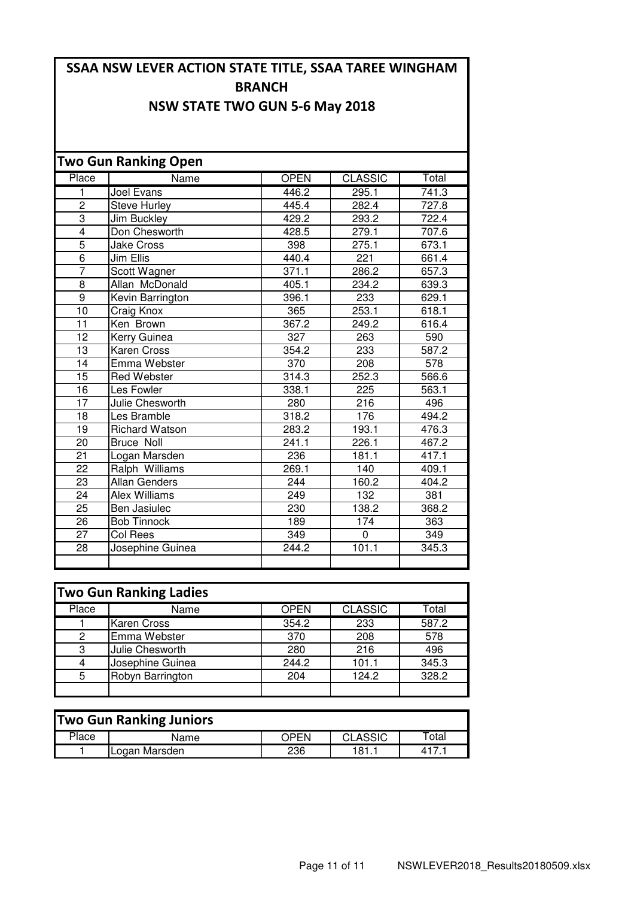# SSAA NSW LEVER ACTION STATE TITLE, SSAA TAREE WINGHAM BRANCH

## NSW STATE TWO GUN 5-6 May 2018

### Two Gun Ranking Open

| Place | Name | OPEN | CLASSIC | Total |
|---|---|---|---|---|
| 1 | Joel Evans | 446.2 | 295.1 | 741.3 |
| 2 | Steve Hurley | 445.4 | 282.4 | 727.8 |
| 3 | Jim Buckley | 429.2 | 293.2 | 722.4 |
| 4 | Don Chesworth | 428.5 | 279.1 | 707.6 |
| 5 | Jake Cross | 398 | 275.1 | 673.1 |
| 6 | Jim Ellis | 440.4 | 221 | 661.4 |
| 7 | Scott Wagner | 371.1 | 286.2 | 657.3 |
| 8 | Allan McDonald | 405.1 | 234.2 | 639.3 |
| 9 | Kevin Barrington | 396.1 | 233 | 629.1 |
| 10 | Craig Knox | 365 | 253.1 | 618.1 |
| 11 | Ken Brown | 367.2 | 249.2 | 616.4 |
| 12 | Kerry Guinea | 327 | 263 | 590 |
| 13 | Karen Cross | 354.2 | 233 | 587.2 |
| 14 | Emma Webster | 370 | 208 | 578 |
| 15 | Red Webster | 314.3 | 252.3 | 566.6 |
| 16 | Les Fowler | 338.1 | 225 | 563.1 |
| 17 | Julie Chesworth | 280 | 216 | 496 |
| 18 | Les Bramble | 318.2 | 176 | 494.2 |
| 19 | Richard Watson | 283.2 | 193.1 | 476.3 |
| 20 | Bruce Noll | 241.1 | 226.1 | 467.2 |
| 21 | Logan Marsden | 236 | 181.1 | 417.1 |
| 22 | Ralph Williams | 269.1 | 140 | 409.1 |
| 23 | Allan Genders | 244 | 160.2 | 404.2 |
| 24 | Alex Williams | 249 | 132 | 381 |
| 25 | Ben Jasiulec | 230 | 138.2 | 368.2 |
| 26 | Bob Tinnock | 189 | 174 | 363 |
| 27 | Col Rees | 349 | 0 | 349 |
| 28 | Josephine Guinea | 244.2 | 101.1 | 345.3 |
| | | | | |

### Two Gun Ranking Ladies

| Place | Name | OPEN | CLASSIC | Total |
|---|---|---|---|---|
| 1 | Karen Cross | 354.2 | 233 | 587.2 |
| 2 | Emma Webster | 370 | 208 | 578 |
| 3 | Julie Chesworth | 280 | 216 | 496 |
| 4 | Josephine Guinea | 244.2 | 101.1 | 345.3 |
| 5 | Robyn Barrington | 204 | 124.2 | 328.2 |
| | | | | |

### Two Gun Ranking Juniors

| Place | Name | OPEN | CLASSIC | Total |
|---|---|---|---|---|
| 1 | Logan Marsden | 236 | 181.1 | 417.1 |